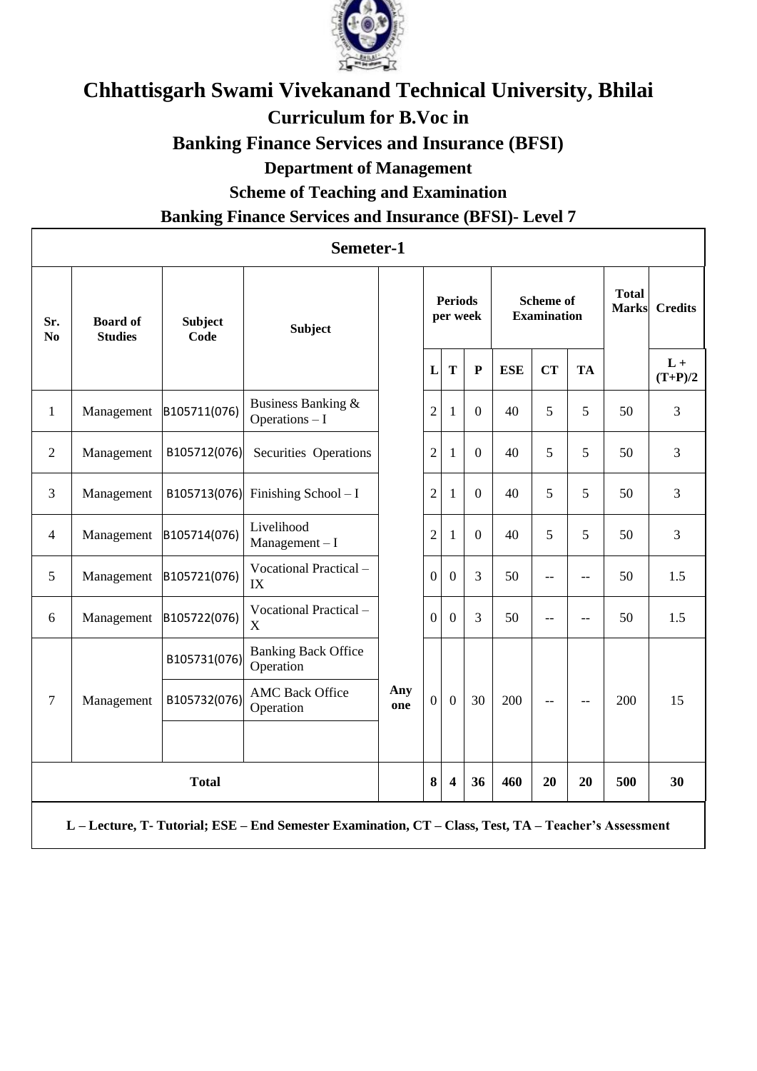# Chhattisgarh Swami Vivekanand Technical University, Bhilai

## Curriculum for B.Voc in

## Banking Finance Services and Insurance (BFSI)

### Department of Management

### Scheme of Teaching and Examination

### Banking Finance Services and Insurance (BFSI)- Level 7

**Semeter-1**

| Sr. No | Board of Studies | Subject Code | Subject | | Periods per week | | | Scheme of Examination | | | Total Marks | Credits |
|---|---|---|---|---|---|---|---|---|---|---|---|---|
| | | | | | L | T | P | ESE | CT | TA | | L + (T+P)/2 |
| 1 | Management | B105711(076) | Business Banking & Operations – I | | 2 | 1 | 0 | 40 | 5 | 5 | 50 | 3 |
| 2 | Management | B105712(076) | Securities Operations | | 2 | 1 | 0 | 40 | 5 | 5 | 50 | 3 |
| 3 | Management | B105713(076) | Finishing School – I | | 2 | 1 | 0 | 40 | 5 | 5 | 50 | 3 |
| 4 | Management | B105714(076) | Livelihood Management – I | | 2 | 1 | 0 | 40 | 5 | 5 | 50 | 3 |
| 5 | Management | B105721(076) | Vocational Practical – IX | | 0 | 0 | 3 | 50 | -- | -- | 50 | 1.5 |
| 6 | Management | B105722(076) | Vocational Practical – X | | 0 | 0 | 3 | 50 | -- | -- | 50 | 1.5 |
| 7 | Management | B105731(076) | Banking Back Office Operation | Any one | 0 | 0 | 30 | 200 | -- | -- | 200 | 15 |
| | | B105732(076) | AMC Back Office Operation | | | | | | | | | |
| | | | | | | | | | | | | |
| **Total** | | | | | **8** | **4** | **36** | **460** | **20** | **20** | **500** | **30** |

**L – Lecture, T- Tutorial; ESE – End Semester Examination, CT – Class, Test, TA – Teacher's Assessment**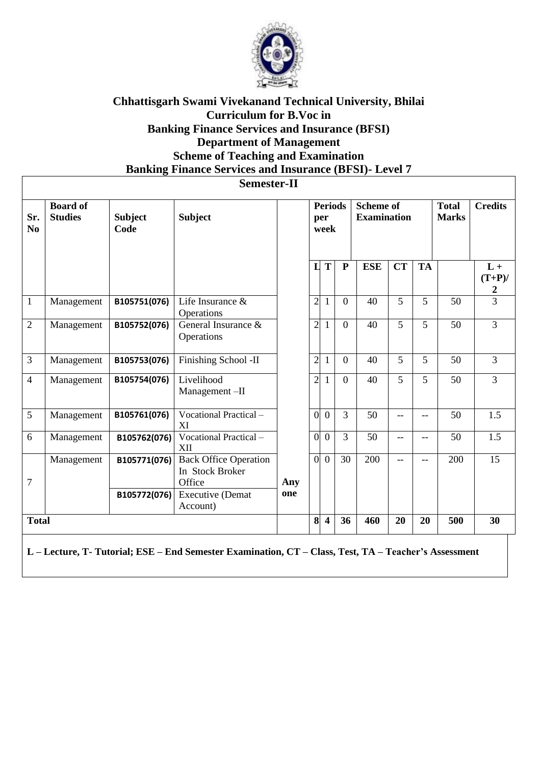# Chhattisgarh Swami Vivekanand Technical University, Bhilai

## Curriculum for B.Voc in

## Banking Finance Services and Insurance (BFSI)

## Department of Management

## Scheme of Teaching and Examination

## Banking Finance Services and Insurance (BFSI)- Level 7

### Semester-II

| Sr. No | Board of Studies | Subject Code | Subject | | Periods per week | | | Scheme of Examination | | | Total Marks | Credits |
|---|---|---|---|---|---|---|---|---|---|---|---|---|
| | | | | | L | T | P | ESE | CT | TA | | L + (T+P)/ 2 |
| 1 | Management | B105751(076) | Life Insurance & Operations | | 2 | 1 | 0 | 40 | 5 | 5 | 50 | 3 |
| 2 | Management | B105752(076) | General Insurance & Operations | | 2 | 1 | 0 | 40 | 5 | 5 | 50 | 3 |
| 3 | Management | B105753(076) | Finishing School -II | | 2 | 1 | 0 | 40 | 5 | 5 | 50 | 3 |
| 4 | Management | B105754(076) | Livelihood Management –II | | 2 | 1 | 0 | 40 | 5 | 5 | 50 | 3 |
| 5 | Management | B105761(076) | Vocational Practical – XI | | 0 | 0 | 3 | 50 | -- | -- | 50 | 1.5 |
| 6 | Management | B105762(076) | Vocational Practical – XII | | 0 | 0 | 3 | 50 | -- | -- | 50 | 1.5 |
| 7 | Management | B105771(076) | Back Office Operation In Stock Broker Office | Any one | 0 | 0 | 30 | 200 | -- | -- | 200 | 15 |
| | | B105772(076) | Executive (Demat Account) | | | | | | | | | |
| **Total** | | | | | **8** | **4** | **36** | **460** | **20** | **20** | **500** | **30** |

**L – Lecture, T- Tutorial; ESE – End Semester Examination, CT – Class, Test, TA – Teacher's Assessment**